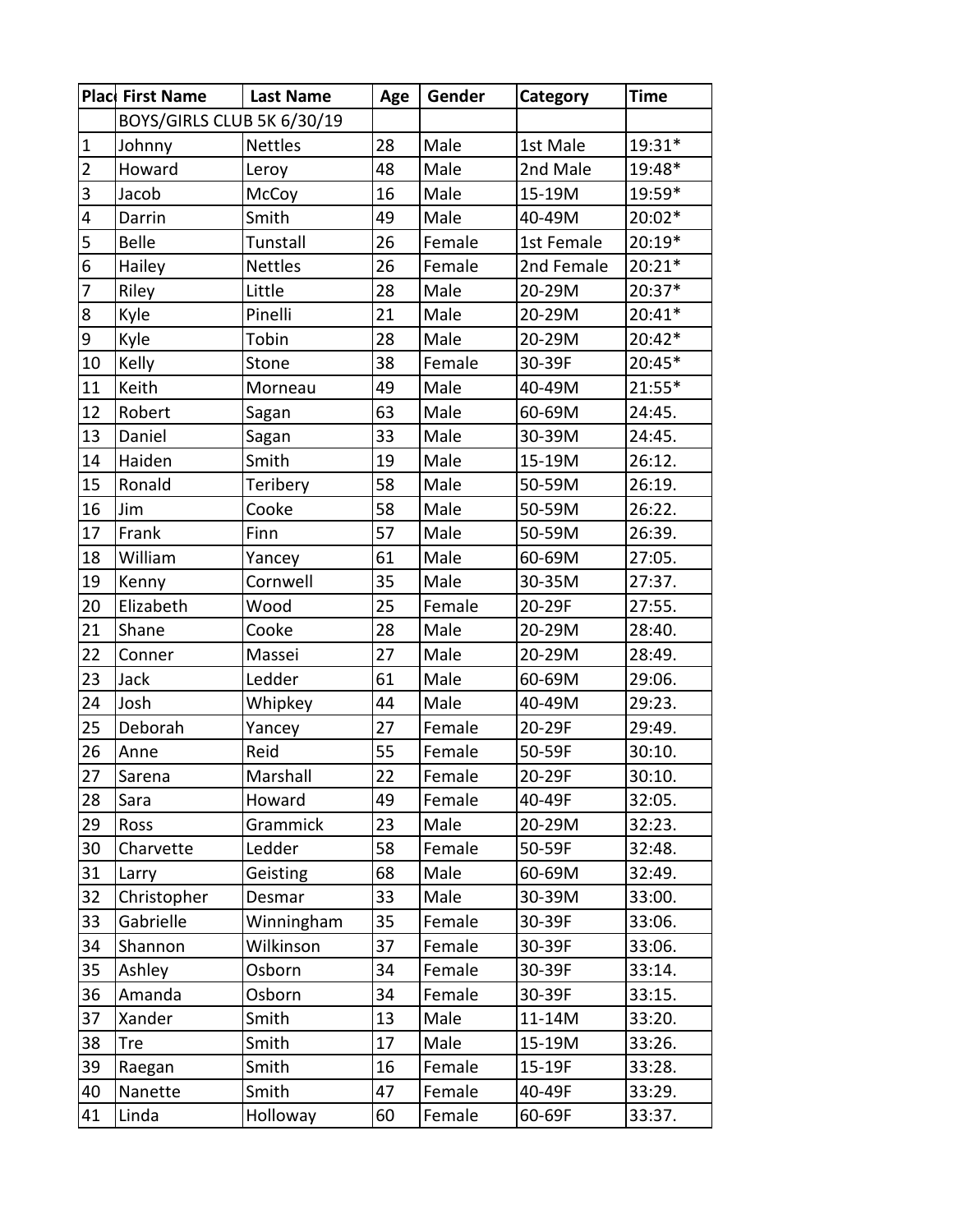| Plac | First Name | Last Name | Age | Gender | Category | Time |
|---|---|---|---|---|---|---|
| | BOYS/GIRLS CLUB 5K 6/30/19 | | | | | |
| 1 | Johnny | Nettles | 28 | Male | 1st Male | 19:31* |
| 2 | Howard | Leroy | 48 | Male | 2nd Male | 19:48* |
| 3 | Jacob | McCoy | 16 | Male | 15-19M | 19:59* |
| 4 | Darrin | Smith | 49 | Male | 40-49M | 20:02* |
| 5 | Belle | Tunstall | 26 | Female | 1st Female | 20:19* |
| 6 | Hailey | Nettles | 26 | Female | 2nd Female | 20:21* |
| 7 | Riley | Little | 28 | Male | 20-29M | 20:37* |
| 8 | Kyle | Pinelli | 21 | Male | 20-29M | 20:41* |
| 9 | Kyle | Tobin | 28 | Male | 20-29M | 20:42* |
| 10 | Kelly | Stone | 38 | Female | 30-39F | 20:45* |
| 11 | Keith | Morneau | 49 | Male | 40-49M | 21:55* |
| 12 | Robert | Sagan | 63 | Male | 60-69M | 24:45. |
| 13 | Daniel | Sagan | 33 | Male | 30-39M | 24:45. |
| 14 | Haiden | Smith | 19 | Male | 15-19M | 26:12. |
| 15 | Ronald | Teribery | 58 | Male | 50-59M | 26:19. |
| 16 | Jim | Cooke | 58 | Male | 50-59M | 26:22. |
| 17 | Frank | Finn | 57 | Male | 50-59M | 26:39. |
| 18 | William | Yancey | 61 | Male | 60-69M | 27:05. |
| 19 | Kenny | Cornwell | 35 | Male | 30-35M | 27:37. |
| 20 | Elizabeth | Wood | 25 | Female | 20-29F | 27:55. |
| 21 | Shane | Cooke | 28 | Male | 20-29M | 28:40. |
| 22 | Conner | Massei | 27 | Male | 20-29M | 28:49. |
| 23 | Jack | Ledder | 61 | Male | 60-69M | 29:06. |
| 24 | Josh | Whipkey | 44 | Male | 40-49M | 29:23. |
| 25 | Deborah | Yancey | 27 | Female | 20-29F | 29:49. |
| 26 | Anne | Reid | 55 | Female | 50-59F | 30:10. |
| 27 | Sarena | Marshall | 22 | Female | 20-29F | 30:10. |
| 28 | Sara | Howard | 49 | Female | 40-49F | 32:05. |
| 29 | Ross | Grammick | 23 | Male | 20-29M | 32:23. |
| 30 | Charvette | Ledder | 58 | Female | 50-59F | 32:48. |
| 31 | Larry | Geisting | 68 | Male | 60-69M | 32:49. |
| 32 | Christopher | Desmar | 33 | Male | 30-39M | 33:00. |
| 33 | Gabrielle | Winningham | 35 | Female | 30-39F | 33:06. |
| 34 | Shannon | Wilkinson | 37 | Female | 30-39F | 33:06. |
| 35 | Ashley | Osborn | 34 | Female | 30-39F | 33:14. |
| 36 | Amanda | Osborn | 34 | Female | 30-39F | 33:15. |
| 37 | Xander | Smith | 13 | Male | 11-14M | 33:20. |
| 38 | Tre | Smith | 17 | Male | 15-19M | 33:26. |
| 39 | Raegan | Smith | 16 | Female | 15-19F | 33:28. |
| 40 | Nanette | Smith | 47 | Female | 40-49F | 33:29. |
| 41 | Linda | Holloway | 60 | Female | 60-69F | 33:37. |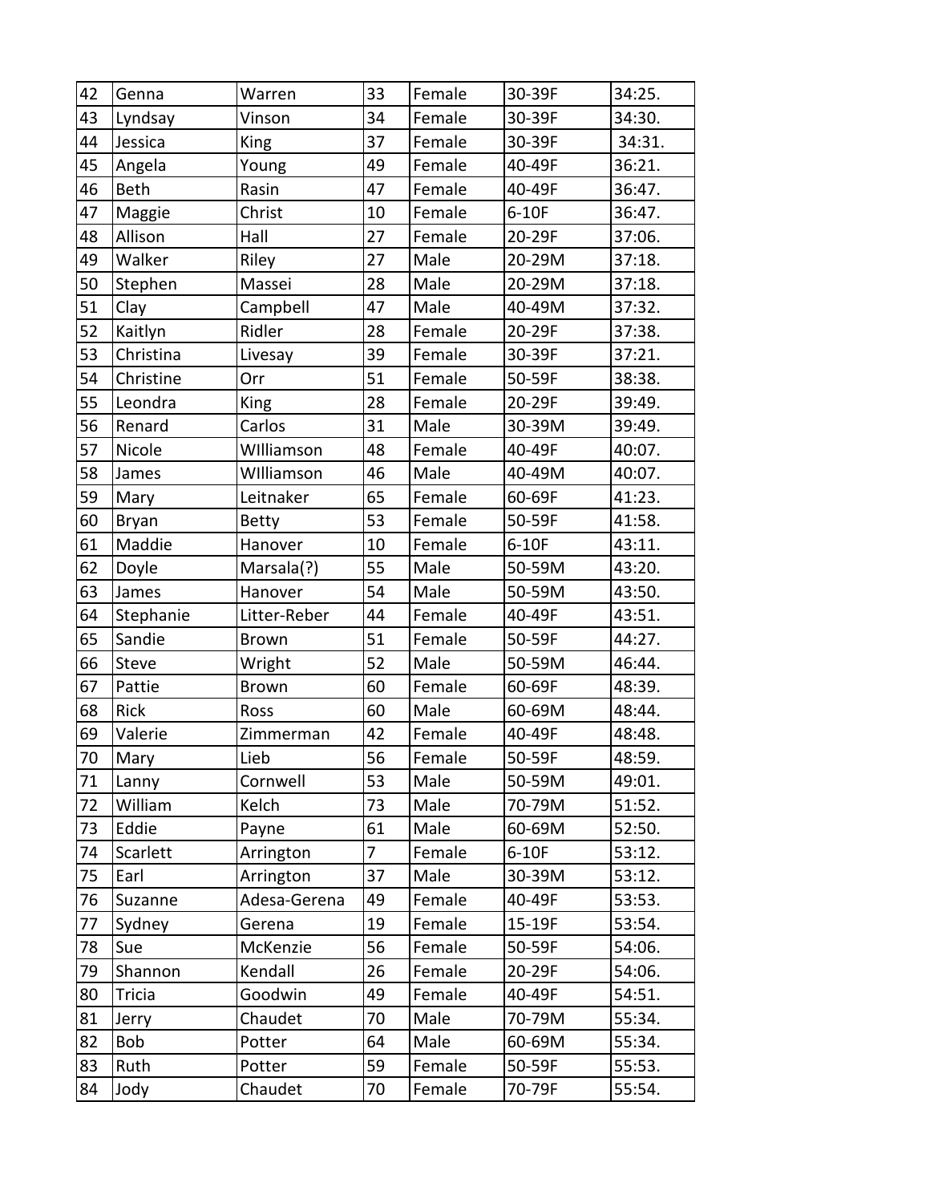| 42 | Genna | Warren | 33 | Female | 30-39F | 34:25. |
|---|---|---|---|---|---|---|
| 43 | Lyndsay | Vinson | 34 | Female | 30-39F | 34:30. |
| 44 | Jessica | King | 37 | Female | 30-39F | 34:31. |
| 45 | Angela | Young | 49 | Female | 40-49F | 36:21. |
| 46 | Beth | Rasin | 47 | Female | 40-49F | 36:47. |
| 47 | Maggie | Christ | 10 | Female | 6-10F | 36:47. |
| 48 | Allison | Hall | 27 | Female | 20-29F | 37:06. |
| 49 | Walker | Riley | 27 | Male | 20-29M | 37:18. |
| 50 | Stephen | Massei | 28 | Male | 20-29M | 37:18. |
| 51 | Clay | Campbell | 47 | Male | 40-49M | 37:32. |
| 52 | Kaitlyn | Ridler | 28 | Female | 20-29F | 37:38. |
| 53 | Christina | Livesay | 39 | Female | 30-39F | 37:21. |
| 54 | Christine | Orr | 51 | Female | 50-59F | 38:38. |
| 55 | Leondra | King | 28 | Female | 20-29F | 39:49. |
| 56 | Renard | Carlos | 31 | Male | 30-39M | 39:49. |
| 57 | Nicole | WIlliamson | 48 | Female | 40-49F | 40:07. |
| 58 | James | WIlliamson | 46 | Male | 40-49M | 40:07. |
| 59 | Mary | Leitnaker | 65 | Female | 60-69F | 41:23. |
| 60 | Bryan | Betty | 53 | Female | 50-59F | 41:58. |
| 61 | Maddie | Hanover | 10 | Female | 6-10F | 43:11. |
| 62 | Doyle | Marsala(?) | 55 | Male | 50-59M | 43:20. |
| 63 | James | Hanover | 54 | Male | 50-59M | 43:50. |
| 64 | Stephanie | Litter-Reber | 44 | Female | 40-49F | 43:51. |
| 65 | Sandie | Brown | 51 | Female | 50-59F | 44:27. |
| 66 | Steve | Wright | 52 | Male | 50-59M | 46:44. |
| 67 | Pattie | Brown | 60 | Female | 60-69F | 48:39. |
| 68 | Rick | Ross | 60 | Male | 60-69M | 48:44. |
| 69 | Valerie | Zimmerman | 42 | Female | 40-49F | 48:48. |
| 70 | Mary | Lieb | 56 | Female | 50-59F | 48:59. |
| 71 | Lanny | Cornwell | 53 | Male | 50-59M | 49:01. |
| 72 | William | Kelch | 73 | Male | 70-79M | 51:52. |
| 73 | Eddie | Payne | 61 | Male | 60-69M | 52:50. |
| 74 | Scarlett | Arrington | 7 | Female | 6-10F | 53:12. |
| 75 | Earl | Arrington | 37 | Male | 30-39M | 53:12. |
| 76 | Suzanne | Adesa-Gerena | 49 | Female | 40-49F | 53:53. |
| 77 | Sydney | Gerena | 19 | Female | 15-19F | 53:54. |
| 78 | Sue | McKenzie | 56 | Female | 50-59F | 54:06. |
| 79 | Shannon | Kendall | 26 | Female | 20-29F | 54:06. |
| 80 | Tricia | Goodwin | 49 | Female | 40-49F | 54:51. |
| 81 | Jerry | Chaudet | 70 | Male | 70-79M | 55:34. |
| 82 | Bob | Potter | 64 | Male | 60-69M | 55:34. |
| 83 | Ruth | Potter | 59 | Female | 50-59F | 55:53. |
| 84 | Jody | Chaudet | 70 | Female | 70-79F | 55:54. |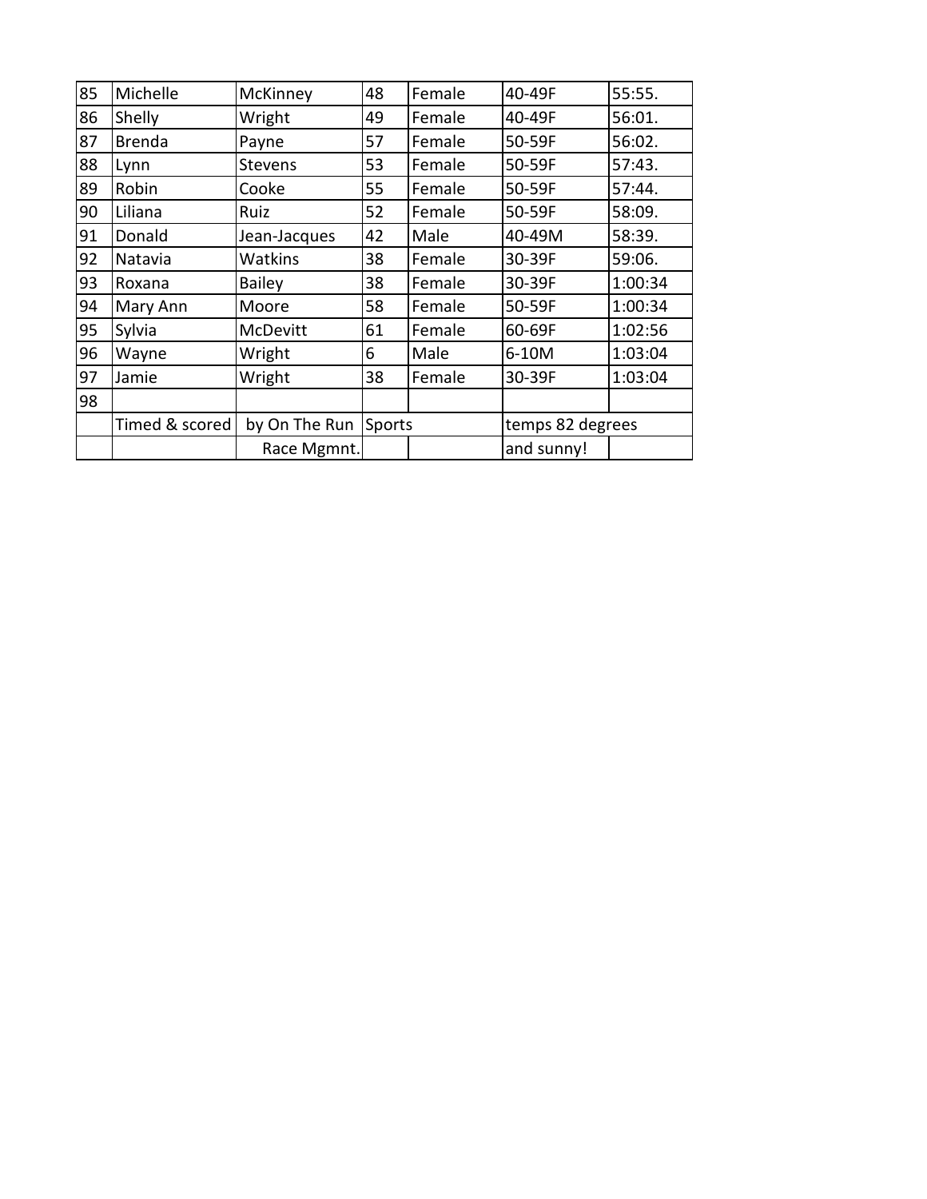| | | | | | | |
|---|---|---|---|---|---|---|
| 85 | Michelle | McKinney | 48 | Female | 40-49F | 55:55. |
| 86 | Shelly | Wright | 49 | Female | 40-49F | 56:01. |
| 87 | Brenda | Payne | 57 | Female | 50-59F | 56:02. |
| 88 | Lynn | Stevens | 53 | Female | 50-59F | 57:43. |
| 89 | Robin | Cooke | 55 | Female | 50-59F | 57:44. |
| 90 | Liliana | Ruiz | 52 | Female | 50-59F | 58:09. |
| 91 | Donald | Jean-Jacques | 42 | Male | 40-49M | 58:39. |
| 92 | Natavia | Watkins | 38 | Female | 30-39F | 59:06. |
| 93 | Roxana | Bailey | 38 | Female | 30-39F | 1:00:34 |
| 94 | Mary Ann | Moore | 58 | Female | 50-59F | 1:00:34 |
| 95 | Sylvia | McDevitt | 61 | Female | 60-69F | 1:02:56 |
| 96 | Wayne | Wright | 6 | Male | 6-10M | 1:03:04 |
| 97 | Jamie | Wright | 38 | Female | 30-39F | 1:03:04 |
| 98 | | | | | | |
| | Timed & scored | by On The Run | Sports | | temps 82 degrees | |
| | | Race Mgmnt. | | | and sunny! | |